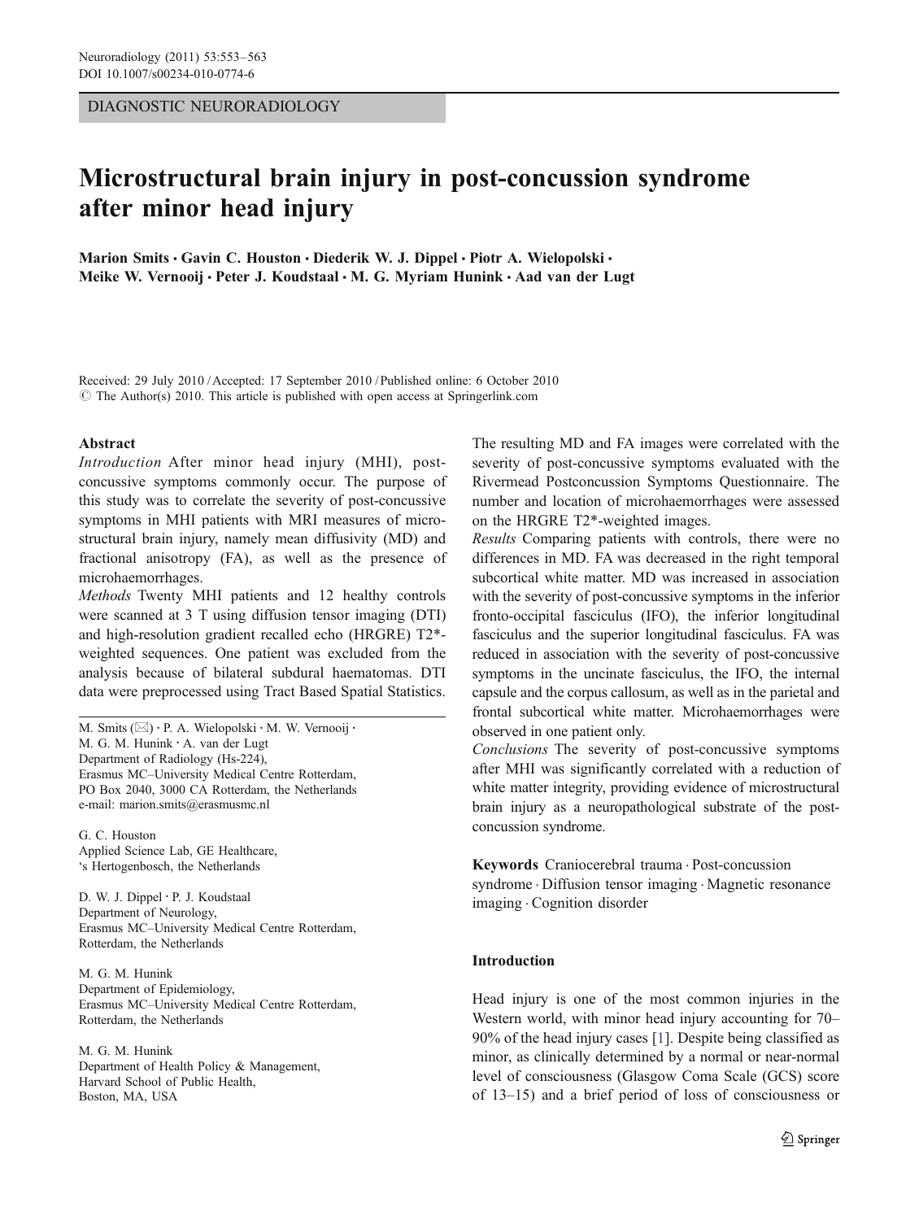DIAGNOSTIC NEURORADIOLOGY

# Microstructural brain injury in post-concussion syndrome after minor head injury

**Marion Smits · Gavin C. Houston · Diederik W. J. Dippel · Piotr A. Wielopolski · Meike W. Vernooij · Peter J. Koudstaal · M. G. Myriam Hunink · Aad van der Lugt**

Received: 29 July 2010 / Accepted: 17 September 2010 / Published online: 6 October 2010
© The Author(s) 2010. This article is published with open access at Springerlink.com

M. Smits (✉) · P. A. Wielopolski · M. W. Vernooij · M. G. M. Hunink · A. van der Lugt
Department of Radiology (Hs-224),
Erasmus MC–University Medical Centre Rotterdam,
PO Box 2040, 3000 CA Rotterdam, the Netherlands
e-mail: marion.smits@erasmusmc.nl

G. C. Houston
Applied Science Lab, GE Healthcare,
's Hertogenbosch, the Netherlands

D. W. J. Dippel · P. J. Koudstaal
Department of Neurology,
Erasmus MC–University Medical Centre Rotterdam,
Rotterdam, the Netherlands

M. G. M. Hunink
Department of Epidemiology,
Erasmus MC–University Medical Centre Rotterdam,
Rotterdam, the Netherlands

M. G. M. Hunink
Department of Health Policy & Management,
Harvard School of Public Health,
Boston, MA, USA

## Abstract

*Introduction* After minor head injury (MHI), post-concussive symptoms commonly occur. The purpose of this study was to correlate the severity of post-concussive symptoms in MHI patients with MRI measures of microstructural brain injury, namely mean diffusivity (MD) and fractional anisotropy (FA), as well as the presence of microhaemorrhages.

*Methods* Twenty MHI patients and 12 healthy controls were scanned at 3 T using diffusion tensor imaging (DTI) and high-resolution gradient recalled echo (HRGRE) T2*-weighted sequences. One patient was excluded from the analysis because of bilateral subdural haematomas. DTI data were preprocessed using Tract Based Spatial Statistics. The resulting MD and FA images were correlated with the severity of post-concussive symptoms evaluated with the Rivermead Postconcussion Symptoms Questionnaire. The number and location of microhaemorrhages were assessed on the HRGRE T2*-weighted images.

*Results* Comparing patients with controls, there were no differences in MD. FA was decreased in the right temporal subcortical white matter. MD was increased in association with the severity of post-concussive symptoms in the inferior fronto-occipital fasciculus (IFO), the inferior longitudinal fasciculus and the superior longitudinal fasciculus. FA was reduced in association with the severity of post-concussive symptoms in the uncinate fasciculus, the IFO, the internal capsule and the corpus callosum, as well as in the parietal and frontal subcortical white matter. Microhaemorrhages were observed in one patient only.

*Conclusions* The severity of post-concussive symptoms after MHI was significantly correlated with a reduction of white matter integrity, providing evidence of microstructural brain injury as a neuropathological substrate of the post-concussion syndrome.

**Keywords** Craniocerebral trauma · Post-concussion syndrome · Diffusion tensor imaging · Magnetic resonance imaging · Cognition disorder

## Introduction

Head injury is one of the most common injuries in the Western world, with minor head injury accounting for 70–90% of the head injury cases [1]. Despite being classified as minor, as clinically determined by a normal or near-normal level of consciousness (Glasgow Coma Scale (GCS) score of 13–15) and a brief period of loss of consciousness or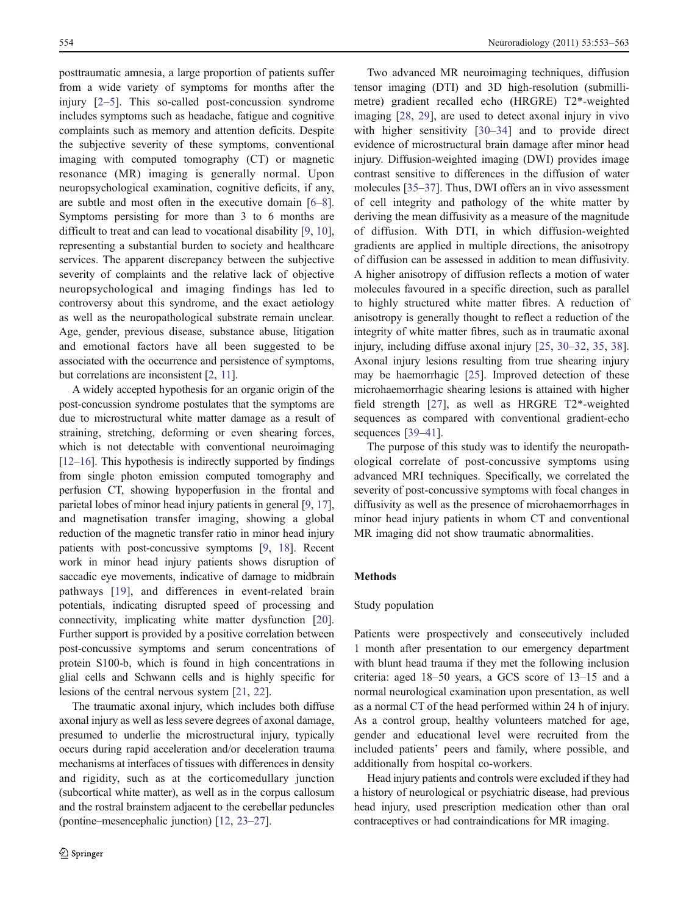posttraumatic amnesia, a large proportion of patients suffer from a wide variety of symptoms for months after the injury [2–5]. This so-called post-concussion syndrome includes symptoms such as headache, fatigue and cognitive complaints such as memory and attention deficits. Despite the subjective severity of these symptoms, conventional imaging with computed tomography (CT) or magnetic resonance (MR) imaging is generally normal. Upon neuropsychological examination, cognitive deficits, if any, are subtle and most often in the executive domain [6–8]. Symptoms persisting for more than 3 to 6 months are difficult to treat and can lead to vocational disability [9, 10], representing a substantial burden to society and healthcare services. The apparent discrepancy between the subjective severity of complaints and the relative lack of objective neuropsychological and imaging findings has led to controversy about this syndrome, and the exact aetiology as well as the neuropathological substrate remain unclear. Age, gender, previous disease, substance abuse, litigation and emotional factors have all been suggested to be associated with the occurrence and persistence of symptoms, but correlations are inconsistent [2, 11].

A widely accepted hypothesis for an organic origin of the post-concussion syndrome postulates that the symptoms are due to microstructural white matter damage as a result of straining, stretching, deforming or even shearing forces, which is not detectable with conventional neuroimaging [12–16]. This hypothesis is indirectly supported by findings from single photon emission computed tomography and perfusion CT, showing hypoperfusion in the frontal and parietal lobes of minor head injury patients in general [9, 17], and magnetisation transfer imaging, showing a global reduction of the magnetic transfer ratio in minor head injury patients with post-concussive symptoms [9, 18]. Recent work in minor head injury patients shows disruption of saccadic eye movements, indicative of damage to midbrain pathways [19], and differences in event-related brain potentials, indicating disrupted speed of processing and connectivity, implicating white matter dysfunction [20]. Further support is provided by a positive correlation between post-concussive symptoms and serum concentrations of protein S100-b, which is found in high concentrations in glial cells and Schwann cells and is highly specific for lesions of the central nervous system [21, 22].

The traumatic axonal injury, which includes both diffuse axonal injury as well as less severe degrees of axonal damage, presumed to underlie the microstructural injury, typically occurs during rapid acceleration and/or deceleration trauma mechanisms at interfaces of tissues with differences in density and rigidity, such as at the corticomedullary junction (subcortical white matter), as well as in the corpus callosum and the rostral brainstem adjacent to the cerebellar peduncles (pontine–mesencephalic junction) [12, 23–27].

Two advanced MR neuroimaging techniques, diffusion tensor imaging (DTI) and 3D high-resolution (submillimetre) gradient recalled echo (HRGRE) T2*-weighted imaging [28, 29], are used to detect axonal injury in vivo with higher sensitivity [30–34] and to provide direct evidence of microstructural brain damage after minor head injury. Diffusion-weighted imaging (DWI) provides image contrast sensitive to differences in the diffusion of water molecules [35–37]. Thus, DWI offers an in vivo assessment of cell integrity and pathology of the white matter by deriving the mean diffusivity as a measure of the magnitude of diffusion. With DTI, in which diffusion-weighted gradients are applied in multiple directions, the anisotropy of diffusion can be assessed in addition to mean diffusivity. A higher anisotropy of diffusion reflects a motion of water molecules favoured in a specific direction, such as parallel to highly structured white matter fibres. A reduction of anisotropy is generally thought to reflect a reduction of the integrity of white matter fibres, such as in traumatic axonal injury, including diffuse axonal injury [25, 30–32, 35, 38]. Axonal injury lesions resulting from true shearing injury may be haemorrhagic [25]. Improved detection of these microhaemorrhagic shearing lesions is attained with higher field strength [27], as well as HRGRE T2*-weighted sequences as compared with conventional gradient-echo sequences [39–41].

The purpose of this study was to identify the neuropathological correlate of post-concussive symptoms using advanced MRI techniques. Specifically, we correlated the severity of post-concussive symptoms with focal changes in diffusivity as well as the presence of microhaemorrhages in minor head injury patients in whom CT and conventional MR imaging did not show traumatic abnormalities.

## Methods

### Study population

Patients were prospectively and consecutively included 1 month after presentation to our emergency department with blunt head trauma if they met the following inclusion criteria: aged 18–50 years, a GCS score of 13–15 and a normal neurological examination upon presentation, as well as a normal CT of the head performed within 24 h of injury. As a control group, healthy volunteers matched for age, gender and educational level were recruited from the included patients' peers and family, where possible, and additionally from hospital co-workers.

Head injury patients and controls were excluded if they had a history of neurological or psychiatric disease, had previous head injury, used prescription medication other than oral contraceptives or had contraindications for MR imaging.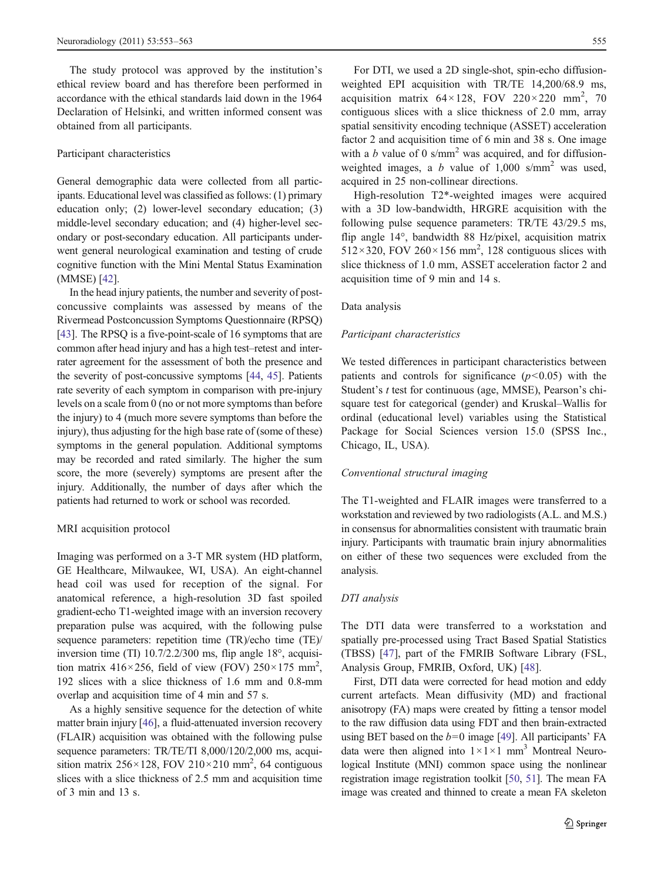The study protocol was approved by the institution's ethical review board and has therefore been performed in accordance with the ethical standards laid down in the 1964 Declaration of Helsinki, and written informed consent was obtained from all participants.

### Participant characteristics

General demographic data were collected from all participants. Educational level was classified as follows: (1) primary education only; (2) lower-level secondary education; (3) middle-level secondary education; and (4) higher-level secondary or post-secondary education. All participants underwent general neurological examination and testing of crude cognitive function with the Mini Mental Status Examination (MMSE) [42].

In the head injury patients, the number and severity of post-concussive complaints was assessed by means of the Rivermead Postconcussion Symptoms Questionnaire (RPSQ) [43]. The RPSQ is a five-point-scale of 16 symptoms that are common after head injury and has a high test–retest and inter-rater agreement for the assessment of both the presence and the severity of post-concussive symptoms [44, 45]. Patients rate severity of each symptom in comparison with pre-injury levels on a scale from 0 (no or not more symptoms than before the injury) to 4 (much more severe symptoms than before the injury), thus adjusting for the high base rate of (some of these) symptoms in the general population. Additional symptoms may be recorded and rated similarly. The higher the sum score, the more (severely) symptoms are present after the injury. Additionally, the number of days after which the patients had returned to work or school was recorded.

### MRI acquisition protocol

Imaging was performed on a 3-T MR system (HD platform, GE Healthcare, Milwaukee, WI, USA). An eight-channel head coil was used for reception of the signal. For anatomical reference, a high-resolution 3D fast spoiled gradient-echo T1-weighted image with an inversion recovery preparation pulse was acquired, with the following pulse sequence parameters: repetition time (TR)/echo time (TE)/inversion time (TI) 10.7/2.2/300 ms, flip angle 18°, acquisition matrix 416×256, field of view (FOV) 250×175 mm$^2$, 192 slices with a slice thickness of 1.6 mm and 0.8-mm overlap and acquisition time of 4 min and 57 s.

As a highly sensitive sequence for the detection of white matter brain injury [46], a fluid-attenuated inversion recovery (FLAIR) acquisition was obtained with the following pulse sequence parameters: TR/TE/TI 8,000/120/2,000 ms, acquisition matrix 256×128, FOV 210×210 mm$^2$, 64 contiguous slices with a slice thickness of 2.5 mm and acquisition time of 3 min and 13 s.

For DTI, we used a 2D single-shot, spin-echo diffusion-weighted EPI acquisition with TR/TE 14,200/68.9 ms, acquisition matrix 64×128, FOV 220×220 mm$^2$, 70 contiguous slices with a slice thickness of 2.0 mm, array spatial sensitivity encoding technique (ASSET) acceleration factor 2 and acquisition time of 6 min and 38 s. One image with a *b* value of 0 s/mm$^2$ was acquired, and for diffusion-weighted images, a *b* value of 1,000 s/mm$^2$ was used, acquired in 25 non-collinear directions.

High-resolution T2*-weighted images were acquired with a 3D low-bandwidth, HRGRE acquisition with the following pulse sequence parameters: TR/TE 43/29.5 ms, flip angle 14°, bandwidth 88 Hz/pixel, acquisition matrix 512×320, FOV 260×156 mm$^2$, 128 contiguous slices with slice thickness of 1.0 mm, ASSET acceleration factor 2 and acquisition time of 9 min and 14 s.

### Data analysis

#### *Participant characteristics*

We tested differences in participant characteristics between patients and controls for significance ($p<0.05$) with the Student's *t* test for continuous (age, MMSE), Pearson's chi-square test for categorical (gender) and Kruskal–Wallis for ordinal (educational level) variables using the Statistical Package for Social Sciences version 15.0 (SPSS Inc., Chicago, IL, USA).

#### *Conventional structural imaging*

The T1-weighted and FLAIR images were transferred to a workstation and reviewed by two radiologists (A.L. and M.S.) in consensus for abnormalities consistent with traumatic brain injury. Participants with traumatic brain injury abnormalities on either of these two sequences were excluded from the analysis.

#### *DTI analysis*

The DTI data were transferred to a workstation and spatially pre-processed using Tract Based Spatial Statistics (TBSS) [47], part of the FMRIB Software Library (FSL, Analysis Group, FMRIB, Oxford, UK) [48].

First, DTI data were corrected for head motion and eddy current artefacts. Mean diffusivity (MD) and fractional anisotropy (FA) maps were created by fitting a tensor model to the raw diffusion data using FDT and then brain-extracted using BET based on the $b=0$ image [49]. All participants' FA data were then aligned into 1×1×1 mm$^3$ Montreal Neurological Institute (MNI) common space using the nonlinear registration image registration toolkit [50, 51]. The mean FA image was created and thinned to create a mean FA skeleton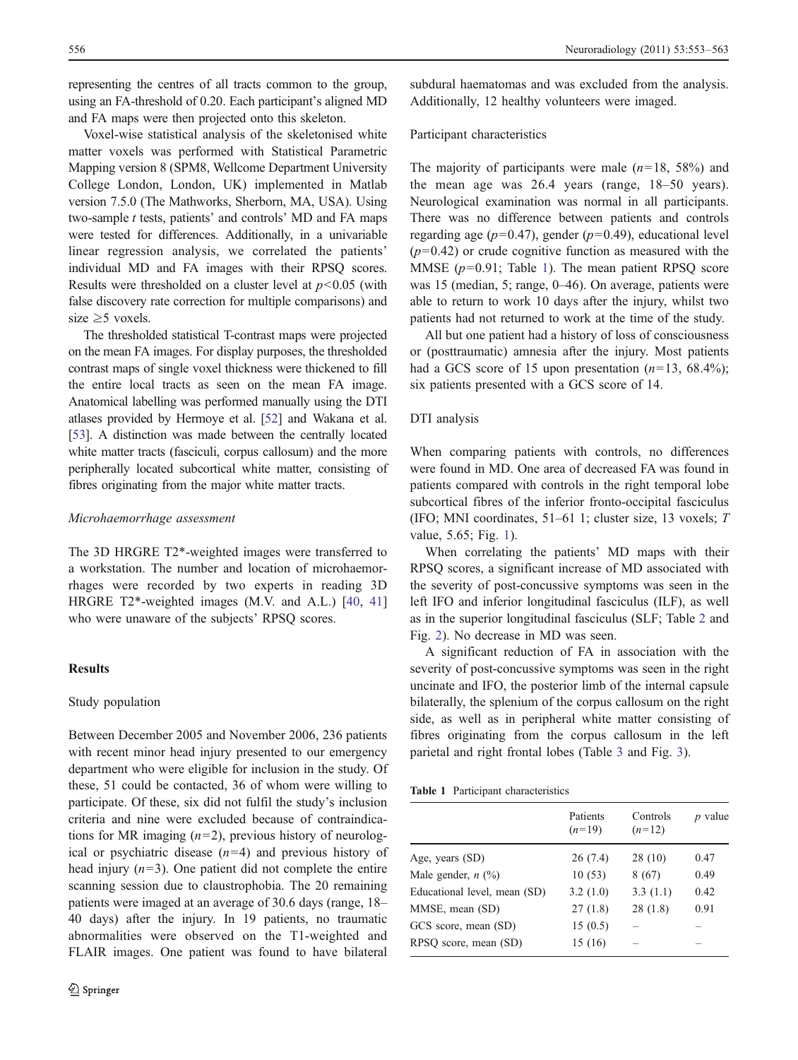representing the centres of all tracts common to the group, using an FA-threshold of 0.20. Each participant's aligned MD and FA maps were then projected onto this skeleton.

Voxel-wise statistical analysis of the skeletonised white matter voxels was performed with Statistical Parametric Mapping version 8 (SPM8, Wellcome Department University College London, London, UK) implemented in Matlab version 7.5.0 (The Mathworks, Sherborn, MA, USA). Using two-sample *t* tests, patients' and controls' MD and FA maps were tested for differences. Additionally, in a univariable linear regression analysis, we correlated the patients' individual MD and FA images with their RPSQ scores. Results were thresholded on a cluster level at $p<0.05$ (with false discovery rate correction for multiple comparisons) and size ≥5 voxels.

The thresholded statistical T-contrast maps were projected on the mean FA images. For display purposes, the thresholded contrast maps of single voxel thickness were thickened to fill the entire local tracts as seen on the mean FA image. Anatomical labelling was performed manually using the DTI atlases provided by Hermoye et al. [52] and Wakana et al. [53]. A distinction was made between the centrally located white matter tracts (fasciculi, corpus callosum) and the more peripherally located subcortical white matter, consisting of fibres originating from the major white matter tracts.

*Microhaemorrhage assessment*

The 3D HRGRE T2*-weighted images were transferred to a workstation. The number and location of microhaemorrhages were recorded by two experts in reading 3D HRGRE T2*-weighted images (M.V. and A.L.) [40, 41] who were unaware of the subjects' RPSQ scores.

## Results

### Study population

Between December 2005 and November 2006, 236 patients with recent minor head injury presented to our emergency department who were eligible for inclusion in the study. Of these, 51 could be contacted, 36 of whom were willing to participate. Of these, six did not fulfil the study's inclusion criteria and nine were excluded because of contraindications for MR imaging ($n=2$), previous history of neurological or psychiatric disease ($n=4$) and previous history of head injury ($n=3$). One patient did not complete the entire scanning session due to claustrophobia. The 20 remaining patients were imaged at an average of 30.6 days (range, 18–40 days) after the injury. In 19 patients, no traumatic abnormalities were observed on the T1-weighted and FLAIR images. One patient was found to have bilateral subdural haematomas and was excluded from the analysis. Additionally, 12 healthy volunteers were imaged.

### Participant characteristics

The majority of participants were male ($n=18$, 58%) and the mean age was 26.4 years (range, 18–50 years). Neurological examination was normal in all participants. There was no difference between patients and controls regarding age ($p=0.47$), gender ($p=0.49$), educational level ($p=0.42$) or crude cognitive function as measured with the MMSE ($p=0.91$; Table 1). The mean patient RPSQ score was 15 (median, 5; range, 0–46). On average, patients were able to return to work 10 days after the injury, whilst two patients had not returned to work at the time of the study.

All but one patient had a history of loss of consciousness or (posttraumatic) amnesia after the injury. Most patients had a GCS score of 15 upon presentation ($n=13$, 68.4%); six patients presented with a GCS score of 14.

### DTI analysis

When comparing patients with controls, no differences were found in MD. One area of decreased FA was found in patients compared with controls in the right temporal lobe subcortical fibres of the inferior fronto-occipital fasciculus (IFO; MNI coordinates, 51–61 1; cluster size, 13 voxels; *T* value, 5.65; Fig. 1).

When correlating the patients' MD maps with their RPSQ scores, a significant increase of MD associated with the severity of post-concussive symptoms was seen in the left IFO and inferior longitudinal fasciculus (ILF), as well as in the superior longitudinal fasciculus (SLF; Table 2 and Fig. 2). No decrease in MD was seen.

A significant reduction of FA in association with the severity of post-concussive symptoms was seen in the right uncinate and IFO, the posterior limb of the internal capsule bilaterally, the splenium of the corpus callosum on the right side, as well as in peripheral white matter consisting of fibres originating from the corpus callosum in the left parietal and right frontal lobes (Table 3 and Fig. 3).

**Table 1** Participant characteristics

| | Patients ($n=19$) | Controls ($n=12$) | *p* value |
|---|---|---|---|
| Age, years (SD) | 26 (7.4) | 28 (10) | 0.47 |
| Male gender, *n* (%) | 10 (53) | 8 (67) | 0.49 |
| Educational level, mean (SD) | 3.2 (1.0) | 3.3 (1.1) | 0.42 |
| MMSE, mean (SD) | 27 (1.8) | 28 (1.8) | 0.91 |
| GCS score, mean (SD) | 15 (0.5) | – | – |
| RPSQ score, mean (SD) | 15 (16) | – | – |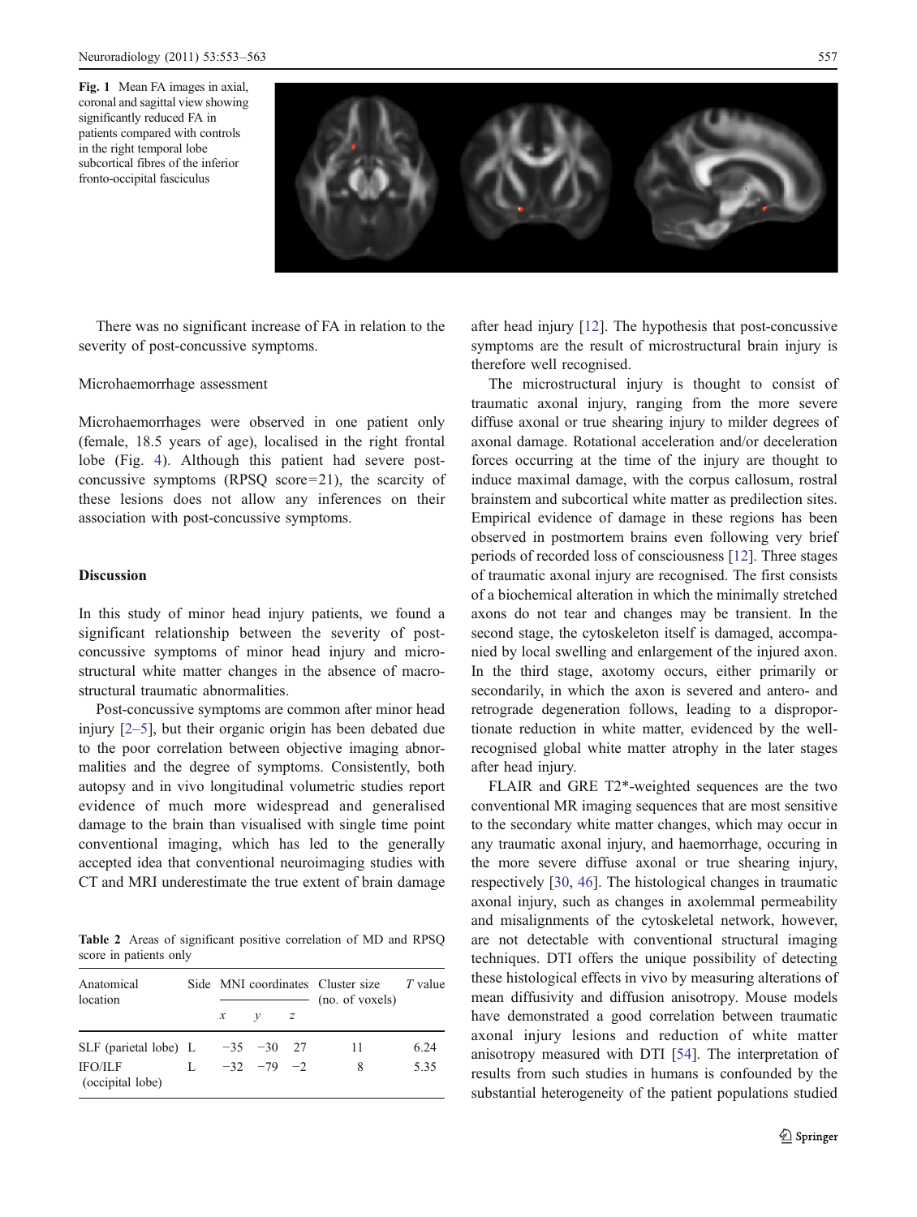Fig. 1 Mean FA images in axial, coronal and sagittal view showing significantly reduced FA in patients compared with controls in the right temporal lobe subcortical fibres of the inferior fronto-occipital fasciculus

There was no significant increase of FA in relation to the severity of post-concussive symptoms.

### Microhaemorrhage assessment

Microhaemorrhages were observed in one patient only (female, 18.5 years of age), localised in the right frontal lobe (Fig. 4). Although this patient had severe post-concussive symptoms (RPSQ score=21), the scarcity of these lesions does not allow any inferences on their association with post-concussive symptoms.

## Discussion

In this study of minor head injury patients, we found a significant relationship between the severity of post-concussive symptoms of minor head injury and microstructural white matter changes in the absence of macrostructural traumatic abnormalities.

Post-concussive symptoms are common after minor head injury [2–5], but their organic origin has been debated due to the poor correlation between objective imaging abnormalities and the degree of symptoms. Consistently, both autopsy and in vivo longitudinal volumetric studies report evidence of much more widespread and generalised damage to the brain than visualised with single time point conventional imaging, which has led to the generally accepted idea that conventional neuroimaging studies with CT and MRI underestimate the true extent of brain damage after head injury [12]. The hypothesis that post-concussive symptoms are the result of microstructural brain injury is therefore well recognised.

The microstructural injury is thought to consist of traumatic axonal injury, ranging from the more severe diffuse axonal or true shearing injury to milder degrees of axonal damage. Rotational acceleration and/or deceleration forces occurring at the time of the injury are thought to induce maximal damage, with the corpus callosum, rostral brainstem and subcortical white matter as predilection sites. Empirical evidence of damage in these regions has been observed in postmortem brains even following very brief periods of recorded loss of consciousness [12]. Three stages of traumatic axonal injury are recognised. The first consists of a biochemical alteration in which the minimally stretched axons do not tear and changes may be transient. In the second stage, the cytoskeleton itself is damaged, accompanied by local swelling and enlargement of the injured axon. In the third stage, axotomy occurs, either primarily or secondarily, in which the axon is severed and antero- and retrograde degeneration follows, leading to a disproportionate reduction in white matter, evidenced by the well-recognised global white matter atrophy in the later stages after head injury.

FLAIR and GRE T2*-weighted sequences are the two conventional MR imaging sequences that are most sensitive to the secondary white matter changes, which may occur in any traumatic axonal injury, and haemorrhage, occuring in the more severe diffuse axonal or true shearing injury, respectively [30, 46]. The histological changes in traumatic axonal injury, such as changes in axolemmal permeability and misalignments of the cytoskeletal network, however, are not detectable with conventional structural imaging techniques. DTI offers the unique possibility of detecting these histological effects in vivo by measuring alterations of mean diffusivity and diffusion anisotropy. Mouse models have demonstrated a good correlation between traumatic axonal injury lesions and reduction of white matter anisotropy measured with DTI [54]. The interpretation of results from such studies in humans is confounded by the substantial heterogeneity of the patient populations studied

Table 2 Areas of significant positive correlation of MD and RPSQ score in patients only

| Anatomical location | Side | MNI coordinates | | | Cluster size (no. of voxels) | *T* value |
|---|---|---|---|---|---|---|
| | | *x* | *y* | *z* | | |
| SLF (parietal lobe) | L | −35 | −30 | 27 | 11 | 6.24 |
| IFO/ILF (occipital lobe) | L | −32 | −79 | −2 | 8 | 5.35 |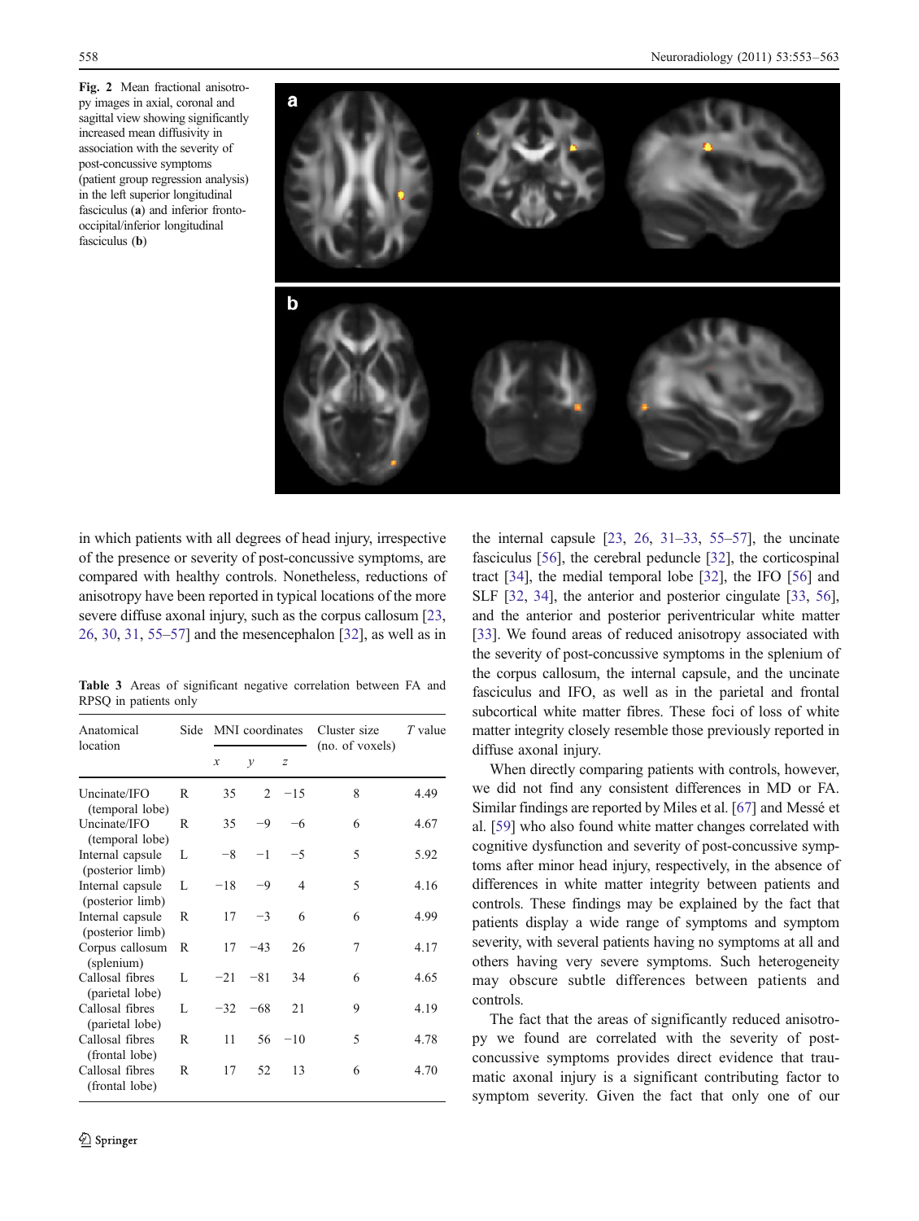**Fig. 2** Mean fractional anisotropy images in axial, coronal and sagittal view showing significantly increased mean diffusivity in association with the severity of post-concussive symptoms (patient group regression analysis) in the left superior longitudinal fasciculus (**a**) and inferior fronto-occipital/inferior longitudinal fasciculus (**b**)

in which patients with all degrees of head injury, irrespective of the presence or severity of post-concussive symptoms, are compared with healthy controls. Nonetheless, reductions of anisotropy have been reported in typical locations of the more severe diffuse axonal injury, such as the corpus callosum [23, 26, 30, 31, 55–57] and the mesencephalon [32], as well as in the internal capsule [23, 26, 31–33, 55–57], the uncinate fasciculus [56], the cerebral peduncle [32], the corticospinal tract [34], the medial temporal lobe [32], the IFO [56] and SLF [32, 34], the anterior and posterior cingulate [33, 56], and the anterior and posterior periventricular white matter [33]. We found areas of reduced anisotropy associated with the severity of post-concussive symptoms in the splenium of the corpus callosum, the internal capsule, and the uncinate fasciculus and IFO, as well as in the parietal and frontal subcortical white matter fibres. These foci of loss of white matter integrity closely resemble those previously reported in diffuse axonal injury.

**Table 3** Areas of significant negative correlation between FA and RPSQ in patients only

| Anatomical location | Side | MNI coordinates | | | Cluster size (no. of voxels) | *T* value |
|---|---|---|---|---|---|---|
| | | *x* | *y* | *z* | | |
| Uncinate/IFO (temporal lobe) | R | 35 | 2 | −15 | 8 | 4.49 |
| Uncinate/IFO (temporal lobe) | R | 35 | −9 | −6 | 6 | 4.67 |
| Internal capsule (posterior limb) | L | −8 | −1 | −5 | 5 | 5.92 |
| Internal capsule (posterior limb) | L | −18 | −9 | 4 | 5 | 4.16 |
| Internal capsule (posterior limb) | R | 17 | −3 | 6 | 6 | 4.99 |
| Corpus callosum (splenium) | R | 17 | −43 | 26 | 7 | 4.17 |
| Callosal fibres (parietal lobe) | L | −21 | −81 | 34 | 6 | 4.65 |
| Callosal fibres (parietal lobe) | L | −32 | −68 | 21 | 9 | 4.19 |
| Callosal fibres (frontal lobe) | R | 11 | 56 | −10 | 5 | 4.78 |
| Callosal fibres (frontal lobe) | R | 17 | 52 | 13 | 6 | 4.70 |

When directly comparing patients with controls, however, we did not find any consistent differences in MD or FA. Similar findings are reported by Miles et al. [67] and Messé et al. [59] who also found white matter changes correlated with cognitive dysfunction and severity of post-concussive symptoms after minor head injury, respectively, in the absence of differences in white matter integrity between patients and controls. These findings may be explained by the fact that patients display a wide range of symptoms and symptom severity, with several patients having no symptoms at all and others having very severe symptoms. Such heterogeneity may obscure subtle differences between patients and controls.

The fact that the areas of significantly reduced anisotropy we found are correlated with the severity of post-concussive symptoms provides direct evidence that traumatic axonal injury is a significant contributing factor to symptom severity. Given the fact that only one of our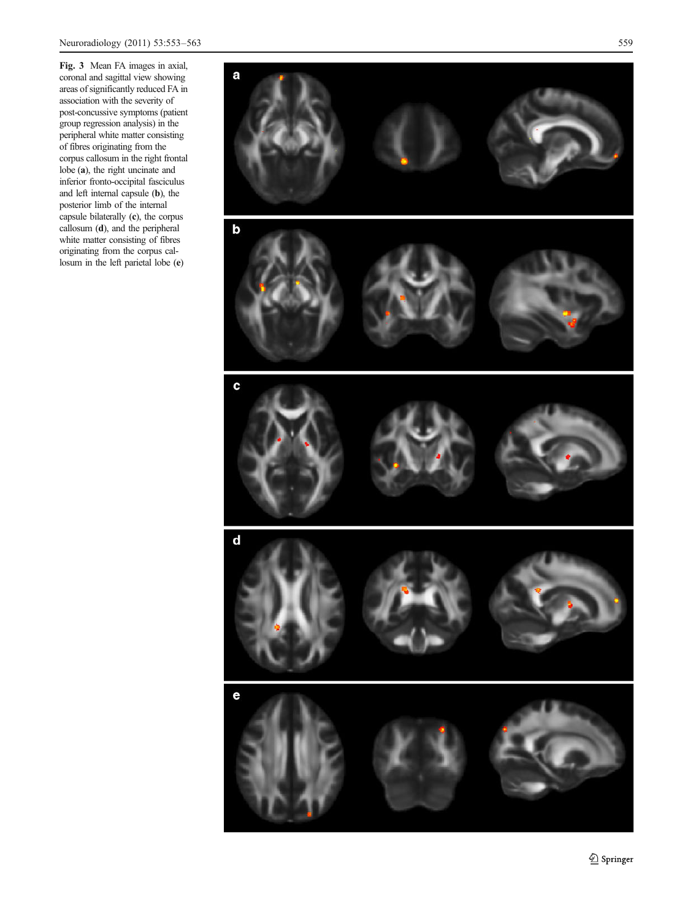**Fig. 3** Mean FA images in axial, coronal and sagittal view showing areas of significantly reduced FA in association with the severity of post-concussive symptoms (patient group regression analysis) in the peripheral white matter consisting of fibres originating from the corpus callosum in the right frontal lobe (**a**), the right uncinate and inferior fronto-occipital fasciculus and left internal capsule (**b**), the posterior limb of the internal capsule bilaterally (**c**), the corpus callosum (**d**), and the peripheral white matter consisting of fibres originating from the corpus callosum in the left parietal lobe (**e**)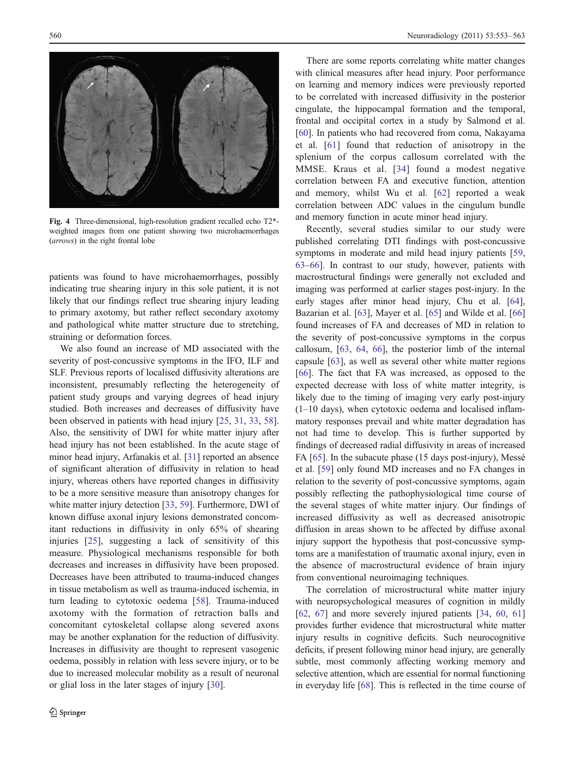Fig. 4 Three-dimensional, high-resolution gradient recalled echo T2*-weighted images from one patient showing two microhaemorrhages (*arrows*) in the right frontal lobe

patients was found to have microhaemorrhages, possibly indicating true shearing injury in this sole patient, it is not likely that our findings reflect true shearing injury leading to primary axotomy, but rather reflect secondary axotomy and pathological white matter structure due to stretching, straining or deformation forces.

We also found an increase of MD associated with the severity of post-concussive symptoms in the IFO, ILF and SLF. Previous reports of localised diffusivity alterations are inconsistent, presumably reflecting the heterogeneity of patient study groups and varying degrees of head injury studied. Both increases and decreases of diffusivity have been observed in patients with head injury [25, 31, 33, 58]. Also, the sensitivity of DWI for white matter injury after head injury has not been established. In the acute stage of minor head injury, Arfanakis et al. [31] reported an absence of significant alteration of diffusivity in relation to head injury, whereas others have reported changes in diffusivity to be a more sensitive measure than anisotropy changes for white matter injury detection [33, 59]. Furthermore, DWI of known diffuse axonal injury lesions demonstrated concomitant reductions in diffusivity in only 65% of shearing injuries [25], suggesting a lack of sensitivity of this measure. Physiological mechanisms responsible for both decreases and increases in diffusivity have been proposed. Decreases have been attributed to trauma-induced changes in tissue metabolism as well as trauma-induced ischemia, in turn leading to cytotoxic oedema [58]. Trauma-induced axotomy with the formation of retraction balls and concomitant cytoskeletal collapse along severed axons may be another explanation for the reduction of diffusivity. Increases in diffusivity are thought to represent vasogenic oedema, possibly in relation with less severe injury, or to be due to increased molecular mobility as a result of neuronal or glial loss in the later stages of injury [30].

There are some reports correlating white matter changes with clinical measures after head injury. Poor performance on learning and memory indices were previously reported to be correlated with increased diffusivity in the posterior cingulate, the hippocampal formation and the temporal, frontal and occipital cortex in a study by Salmond et al. [60]. In patients who had recovered from coma, Nakayama et al. [61] found that reduction of anisotropy in the splenium of the corpus callosum correlated with the MMSE. Kraus et al. [34] found a modest negative correlation between FA and executive function, attention and memory, whilst Wu et al. [62] reported a weak correlation between ADC values in the cingulum bundle and memory function in acute minor head injury.

Recently, several studies similar to our study were published correlating DTI findings with post-concussive symptoms in moderate and mild head injury patients [59, 63–66]. In contrast to our study, however, patients with macrostructural findings were generally not excluded and imaging was performed at earlier stages post-injury. In the early stages after minor head injury, Chu et al. [64], Bazarian et al. [63], Mayer et al. [65] and Wilde et al. [66] found increases of FA and decreases of MD in relation to the severity of post-concussive symptoms in the corpus callosum, [63, 64, 66], the posterior limb of the internal capsule [63], as well as several other white matter regions [66]. The fact that FA was increased, as opposed to the expected decrease with loss of white matter integrity, is likely due to the timing of imaging very early post-injury (1–10 days), when cytotoxic oedema and localised inflammatory responses prevail and white matter degradation has not had time to develop. This is further supported by findings of decreased radial diffusivity in areas of increased FA [65]. In the subacute phase (15 days post-injury), Messé et al. [59] only found MD increases and no FA changes in relation to the severity of post-concussive symptoms, again possibly reflecting the pathophysiological time course of the several stages of white matter injury. Our findings of increased diffusivity as well as decreased anisotropic diffusion in areas shown to be affected by diffuse axonal injury support the hypothesis that post-concussive symptoms are a manifestation of traumatic axonal injury, even in the absence of macrostructural evidence of brain injury from conventional neuroimaging techniques.

The correlation of microstructural white matter injury with neuropsychological measures of cognition in mildly [62, 67] and more severely injured patients [34, 60, 61] provides further evidence that microstructural white matter injury results in cognitive deficits. Such neurocognitive deficits, if present following minor head injury, are generally subtle, most commonly affecting working memory and selective attention, which are essential for normal functioning in everyday life [68]. This is reflected in the time course of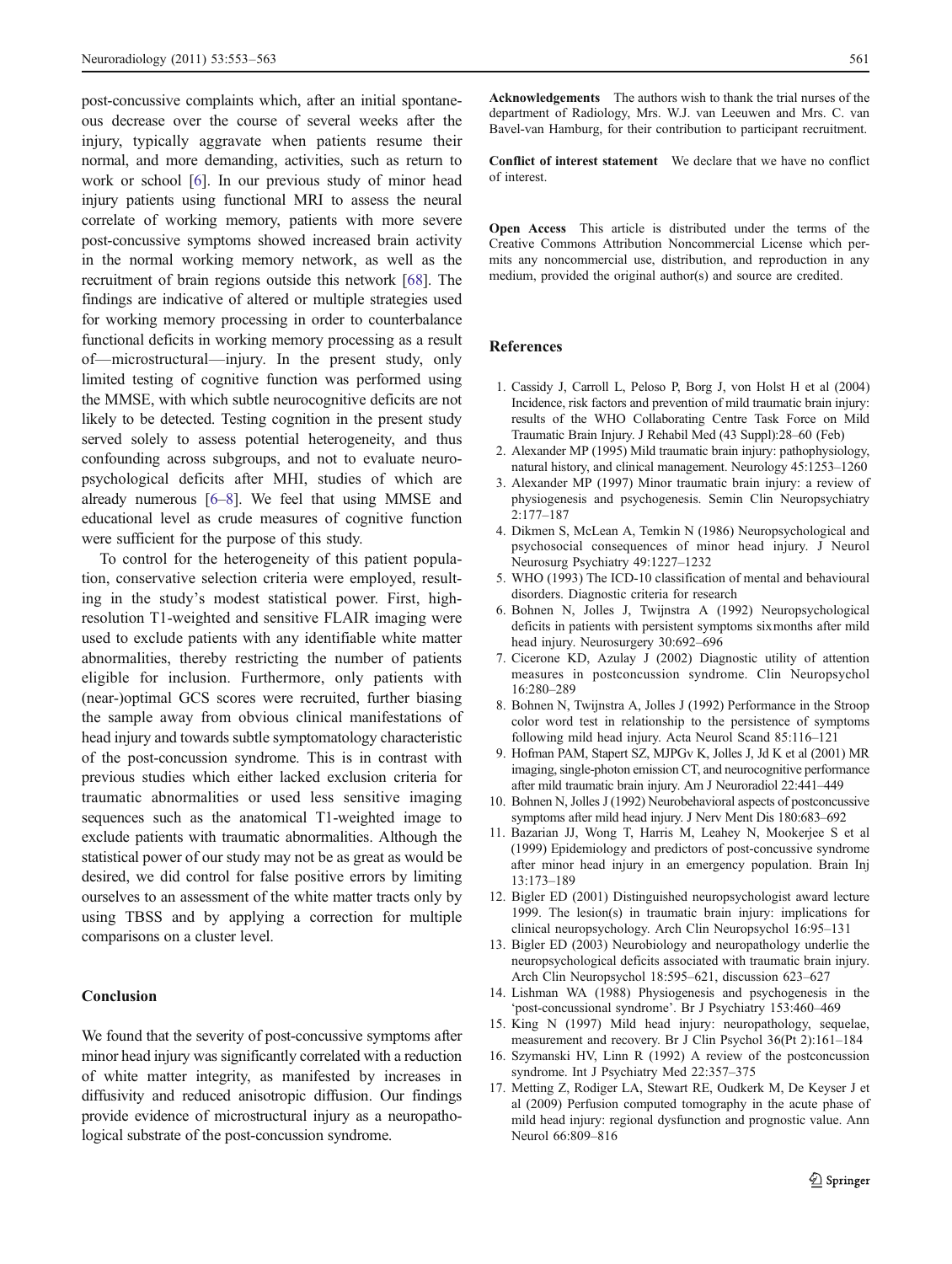post-concussive complaints which, after an initial spontaneous decrease over the course of several weeks after the injury, typically aggravate when patients resume their normal, and more demanding, activities, such as return to work or school [6]. In our previous study of minor head injury patients using functional MRI to assess the neural correlate of working memory, patients with more severe post-concussive symptoms showed increased brain activity in the normal working memory network, as well as the recruitment of brain regions outside this network [68]. The findings are indicative of altered or multiple strategies used for working memory processing in order to counterbalance functional deficits in working memory processing as a result of—microstructural—injury. In the present study, only limited testing of cognitive function was performed using the MMSE, with which subtle neurocognitive deficits are not likely to be detected. Testing cognition in the present study served solely to assess potential heterogeneity, and thus confounding across subgroups, and not to evaluate neuropsychological deficits after MHI, studies of which are already numerous [6–8]. We feel that using MMSE and educational level as crude measures of cognitive function were sufficient for the purpose of this study.

To control for the heterogeneity of this patient population, conservative selection criteria were employed, resulting in the study's modest statistical power. First, high-resolution T1-weighted and sensitive FLAIR imaging were used to exclude patients with any identifiable white matter abnormalities, thereby restricting the number of patients eligible for inclusion. Furthermore, only patients with (near-)optimal GCS scores were recruited, further biasing the sample away from obvious clinical manifestations of head injury and towards subtle symptomatology characteristic of the post-concussion syndrome. This is in contrast with previous studies which either lacked exclusion criteria for traumatic abnormalities or used less sensitive imaging sequences such as the anatomical T1-weighted image to exclude patients with traumatic abnormalities. Although the statistical power of our study may not be as great as would be desired, we did control for false positive errors by limiting ourselves to an assessment of the white matter tracts only by using TBSS and by applying a correction for multiple comparisons on a cluster level.

## Conclusion

We found that the severity of post-concussive symptoms after minor head injury was significantly correlated with a reduction of white matter integrity, as manifested by increases in diffusivity and reduced anisotropic diffusion. Our findings provide evidence of microstructural injury as a neuropathological substrate of the post-concussion syndrome.

**Acknowledgements** The authors wish to thank the trial nurses of the department of Radiology, Mrs. W.J. van Leeuwen and Mrs. C. van Bavel-van Hamburg, for their contribution to participant recruitment.

**Conflict of interest statement** We declare that we have no conflict of interest.

**Open Access** This article is distributed under the terms of the Creative Commons Attribution Noncommercial License which permits any noncommercial use, distribution, and reproduction in any medium, provided the original author(s) and source are credited.

## References

1. Cassidy J, Carroll L, Peloso P, Borg J, von Holst H et al (2004) Incidence, risk factors and prevention of mild traumatic brain injury: results of the WHO Collaborating Centre Task Force on Mild Traumatic Brain Injury. J Rehabil Med (43 Suppl):28–60 (Feb)
2. Alexander MP (1995) Mild traumatic brain injury: pathophysiology, natural history, and clinical management. Neurology 45:1253–1260
3. Alexander MP (1997) Minor traumatic brain injury: a review of physiogenesis and psychogenesis. Semin Clin Neuropsychiatry 2:177–187
4. Dikmen S, McLean A, Temkin N (1986) Neuropsychological and psychosocial consequences of minor head injury. J Neurol Neurosurg Psychiatry 49:1227–1232
5. WHO (1993) The ICD-10 classification of mental and behavioural disorders. Diagnostic criteria for research
6. Bohnen N, Jolles J, Twijnstra A (1992) Neuropsychological deficits in patients with persistent symptoms six months after mild head injury. Neurosurgery 30:692–696
7. Cicerone KD, Azulay J (2002) Diagnostic utility of attention measures in postconcussion syndrome. Clin Neuropsychol 16:280–289
8. Bohnen N, Twijnstra A, Jolles J (1992) Performance in the Stroop color word test in relationship to the persistence of symptoms following mild head injury. Acta Neurol Scand 85:116–121
9. Hofman PAM, Stapert SZ, MJPGv K, Jolles J, Jd K et al (2001) MR imaging, single-photon emission CT, and neurocognitive performance after mild traumatic brain injury. Am J Neuroradiol 22:441–449
10. Bohnen N, Jolles J (1992) Neurobehavioral aspects of postconcussive symptoms after mild head injury. J Nerv Ment Dis 180:683–692
11. Bazarian JJ, Wong T, Harris M, Leahey N, Mookerjee S et al (1999) Epidemiology and predictors of post-concussive syndrome after minor head injury in an emergency population. Brain Inj 13:173–189
12. Bigler ED (2001) Distinguished neuropsychologist award lecture 1999. The lesion(s) in traumatic brain injury: implications for clinical neuropsychology. Arch Clin Neuropsychol 16:95–131
13. Bigler ED (2003) Neurobiology and neuropathology underlie the neuropsychological deficits associated with traumatic brain injury. Arch Clin Neuropsychol 18:595–621, discussion 623–627
14. Lishman WA (1988) Physiogenesis and psychogenesis in the 'post-concussional syndrome'. Br J Psychiatry 153:460–469
15. King N (1997) Mild head injury: neuropathology, sequelae, measurement and recovery. Br J Clin Psychol 36(Pt 2):161–184
16. Szymanski HV, Linn R (1992) A review of the postconcussion syndrome. Int J Psychiatry Med 22:357–375
17. Metting Z, Rodiger LA, Stewart RE, Oudkerk M, De Keyser J et al (2009) Perfusion computed tomography in the acute phase of mild head injury: regional dysfunction and prognostic value. Ann Neurol 66:809–816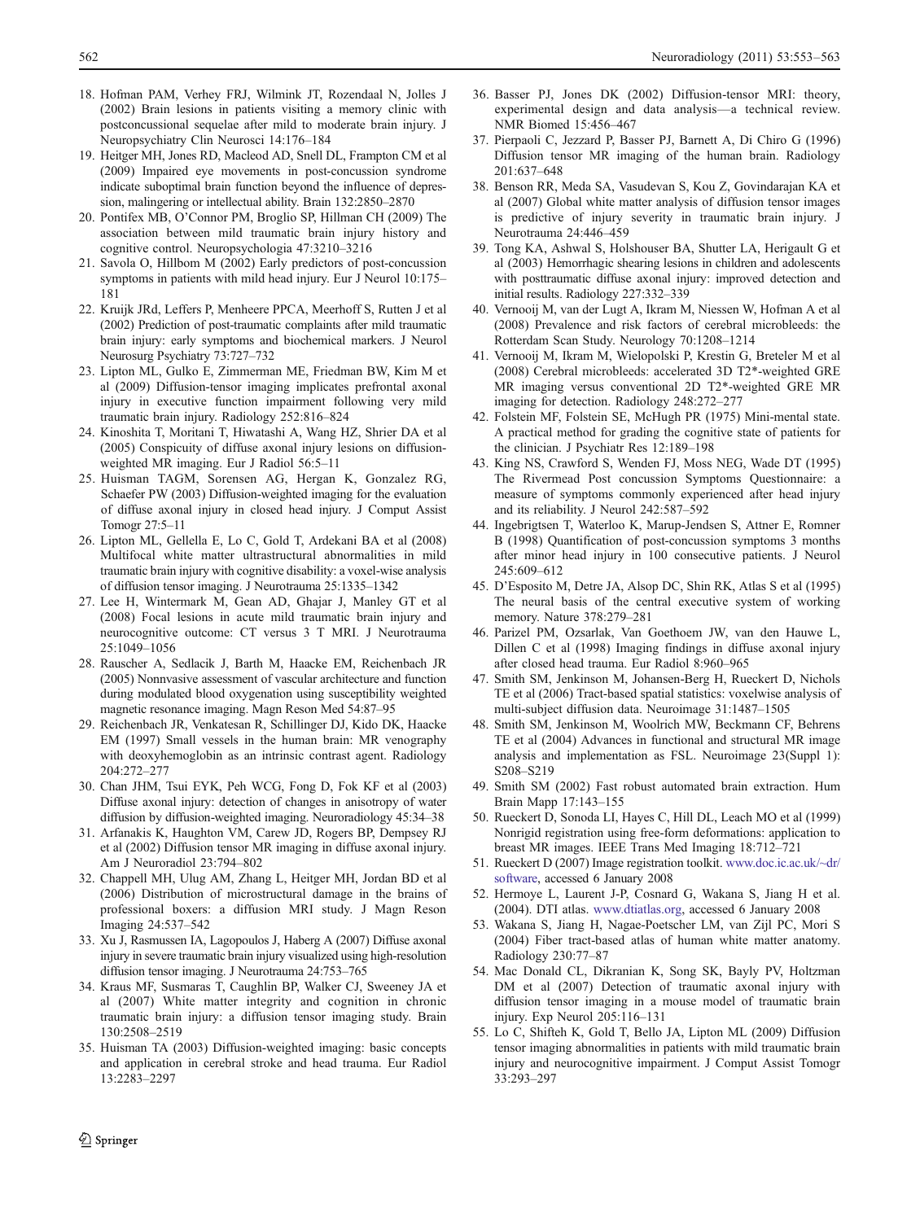18. Hofman PAM, Verhey FRJ, Wilmink JT, Rozendaal N, Jolles J (2002) Brain lesions in patients visiting a memory clinic with postconcussional sequelae after mild to moderate brain injury. J Neuropsychiatry Clin Neurosci 14:176–184
19. Heitger MH, Jones RD, Macleod AD, Snell DL, Frampton CM et al (2009) Impaired eye movements in post-concussion syndrome indicate suboptimal brain function beyond the influence of depression, malingering or intellectual ability. Brain 132:2850–2870
20. Pontifex MB, O'Connor PM, Broglio SP, Hillman CH (2009) The association between mild traumatic brain injury history and cognitive control. Neuropsychologia 47:3210–3216
21. Savola O, Hillbom M (2002) Early predictors of post-concussion symptoms in patients with mild head injury. Eur J Neurol 10:175–181
22. Kruijk JRd, Leffers P, Menheere PPCA, Meerhoff S, Rutten J et al (2002) Prediction of post-traumatic complaints after mild traumatic brain injury: early symptoms and biochemical markers. J Neurol Neurosurg Psychiatry 73:727–732
23. Lipton ML, Gulko E, Zimmerman ME, Friedman BW, Kim M et al (2009) Diffusion-tensor imaging implicates prefrontal axonal injury in executive function impairment following very mild traumatic brain injury. Radiology 252:816–824
24. Kinoshita T, Moritani T, Hiwatashi A, Wang HZ, Shrier DA et al (2005) Conspicuity of diffuse axonal injury lesions on diffusion-weighted MR imaging. Eur J Radiol 56:5–11
25. Huisman TAGM, Sorensen AG, Hergan K, Gonzalez RG, Schaefer PW (2003) Diffusion-weighted imaging for the evaluation of diffuse axonal injury in closed head injury. J Comput Assist Tomogr 27:5–11
26. Lipton ML, Gellella E, Lo C, Gold T, Ardekani BA et al (2008) Multifocal white matter ultrastructural abnormalities in mild traumatic brain injury with cognitive disability: a voxel-wise analysis of diffusion tensor imaging. J Neurotrauma 25:1335–1342
27. Lee H, Wintermark M, Gean AD, Ghajar J, Manley GT et al (2008) Focal lesions in acute mild traumatic brain injury and neurocognitive outcome: CT versus 3 T MRI. J Neurotrauma 25:1049–1056
28. Rauscher A, Sedlacik J, Barth M, Haacke EM, Reichenbach JR (2005) Nonnvasive assessment of vascular architecture and function during modulated blood oxygenation using susceptibility weighted magnetic resonance imaging. Magn Reson Med 54:87–95
29. Reichenbach JR, Venkatesan R, Schillinger DJ, Kido DK, Haacke EM (1997) Small vessels in the human brain: MR venography with deoxyhemoglobin as an intrinsic contrast agent. Radiology 204:272–277
30. Chan JHM, Tsui EYK, Peh WCG, Fong D, Fok KF et al (2003) Diffuse axonal injury: detection of changes in anisotropy of water diffusion by diffusion-weighted imaging. Neuroradiology 45:34–38
31. Arfanakis K, Haughton VM, Carew JD, Rogers BP, Dempsey RJ et al (2002) Diffusion tensor MR imaging in diffuse axonal injury. Am J Neuroradiol 23:794–802
32. Chappell MH, Ulug AM, Zhang L, Heitger MH, Jordan BD et al (2006) Distribution of microstructural damage in the brains of professional boxers: a diffusion MRI study. J Magn Reson Imaging 24:537–542
33. Xu J, Rasmussen IA, Lagopoulos J, Haberg A (2007) Diffuse axonal injury in severe traumatic brain injury visualized using high-resolution diffusion tensor imaging. J Neurotrauma 24:753–765
34. Kraus MF, Susmaras T, Caughlin BP, Walker CJ, Sweeney JA et al (2007) White matter integrity and cognition in chronic traumatic brain injury: a diffusion tensor imaging study. Brain 130:2508–2519
35. Huisman TA (2003) Diffusion-weighted imaging: basic concepts and application in cerebral stroke and head trauma. Eur Radiol 13:2283–2297
36. Basser PJ, Jones DK (2002) Diffusion-tensor MRI: theory, experimental design and data analysis—a technical review. NMR Biomed 15:456–467
37. Pierpaoli C, Jezzard P, Basser PJ, Barnett A, Di Chiro G (1996) Diffusion tensor MR imaging of the human brain. Radiology 201:637–648
38. Benson RR, Meda SA, Vasudevan S, Kou Z, Govindarajan KA et al (2007) Global white matter analysis of diffusion tensor images is predictive of injury severity in traumatic brain injury. J Neurotrauma 24:446–459
39. Tong KA, Ashwal S, Holshouser BA, Shutter LA, Herigault G et al (2003) Hemorrhagic shearing lesions in children and adolescents with posttraumatic diffuse axonal injury: improved detection and initial results. Radiology 227:332–339
40. Vernooij M, van der Lugt A, Ikram M, Niessen W, Hofman A et al (2008) Prevalence and risk factors of cerebral microbleeds: the Rotterdam Scan Study. Neurology 70:1208–1214
41. Vernooij M, Ikram M, Wielopolski P, Krestin G, Breteler M et al (2008) Cerebral microbleeds: accelerated 3D T2*-weighted GRE MR imaging versus conventional 2D T2*-weighted GRE MR imaging for detection. Radiology 248:272–277
42. Folstein MF, Folstein SE, McHugh PR (1975) Mini-mental state. A practical method for grading the cognitive state of patients for the clinician. J Psychiatr Res 12:189–198
43. King NS, Crawford S, Wenden FJ, Moss NEG, Wade DT (1995) The Rivermead Post concussion Symptoms Questionnaire: a measure of symptoms commonly experienced after head injury and its reliability. J Neurol 242:587–592
44. Ingebrigtsen T, Waterloo K, Marup-Jendsen S, Attner E, Romner B (1998) Quantification of post-concussion symptoms 3 months after minor head injury in 100 consecutive patients. J Neurol 245:609–612
45. D'Esposito M, Detre JA, Alsop DC, Shin RK, Atlas S et al (1995) The neural basis of the central executive system of working memory. Nature 378:279–281
46. Parizel PM, Ozsarlak, Van Goethoem JW, van den Hauwe L, Dillen C et al (1998) Imaging findings in diffuse axonal injury after closed head trauma. Eur Radiol 8:960–965
47. Smith SM, Jenkinson M, Johansen-Berg H, Rueckert D, Nichols TE et al (2006) Tract-based spatial statistics: voxelwise analysis of multi-subject diffusion data. Neuroimage 31:1487–1505
48. Smith SM, Jenkinson M, Woolrich MW, Beckmann CF, Behrens TE et al (2004) Advances in functional and structural MR image analysis and implementation as FSL. Neuroimage 23(Suppl 1): S208–S219
49. Smith SM (2002) Fast robust automated brain extraction. Hum Brain Mapp 17:143–155
50. Rueckert D, Sonoda LI, Hayes C, Hill DL, Leach MO et al (1999) Nonrigid registration using free-form deformations: application to breast MR images. IEEE Trans Med Imaging 18:712–721
51. Rueckert D (2007) Image registration toolkit. www.doc.ic.ac.uk/~dr/software, accessed 6 January 2008
52. Hermoye L, Laurent J-P, Cosnard G, Wakana S, Jiang H et al. (2004). DTI atlas. www.dtiatlas.org, accessed 6 January 2008
53. Wakana S, Jiang H, Nagae-Poetscher LM, van Zijl PC, Mori S (2004) Fiber tract-based atlas of human white matter anatomy. Radiology 230:77–87
54. Mac Donald CL, Dikranian K, Song SK, Bayly PV, Holtzman DM et al (2007) Detection of traumatic axonal injury with diffusion tensor imaging in a mouse model of traumatic brain injury. Exp Neurol 205:116–131
55. Lo C, Shifteh K, Gold T, Bello JA, Lipton ML (2009) Diffusion tensor imaging abnormalities in patients with mild traumatic brain injury and neurocognitive impairment. J Comput Assist Tomogr 33:293–297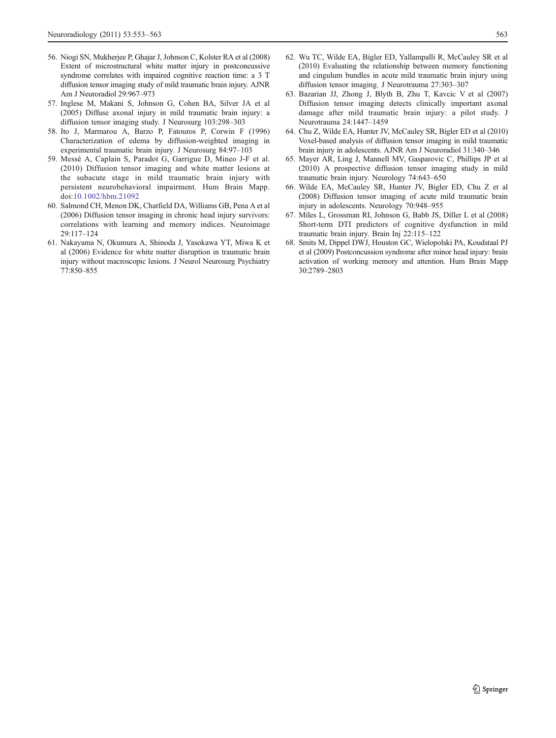56. Niogi SN, Mukherjee P, Ghajar J, Johnson C, Kolster RA et al (2008) Extent of microstructural white matter injury in postconcussive syndrome correlates with impaired cognitive reaction time: a 3 T diffusion tensor imaging study of mild traumatic brain injury. AJNR Am J Neuroradiol 29:967–973
57. Inglese M, Makani S, Johnson G, Cohen BA, Silver JA et al (2005) Diffuse axonal injury in mild traumatic brain injury: a diffusion tensor imaging study. J Neurosurg 103:298–303
58. Ito J, Marmarou A, Barzo P, Fatouros P, Corwin F (1996) Characterization of edema by diffusion-weighted imaging in experimental traumatic brain injury. J Neurosurg 84:97–103
59. Messé A, Caplain S, Paradot G, Garrigue D, Mineo J-F et al. (2010) Diffusion tensor imaging and white matter lesions at the subacute stage in mild traumatic brain injury with persistent neurobehavioral impairment. Hum Brain Mapp. doi:10.1002/hbm.21092
60. Salmond CH, Menon DK, Chatfield DA, Williams GB, Pena A et al (2006) Diffusion tensor imaging in chronic head injury survivors: correlations with learning and memory indices. Neuroimage 29:117–124
61. Nakayama N, Okumura A, Shinoda J, Yasokawa YT, Miwa K et al (2006) Evidence for white matter disruption in traumatic brain injury without macroscopic lesions. J Neurol Neurosurg Psychiatry 77:850–855
62. Wu TC, Wilde EA, Bigler ED, Yallampalli R, McCauley SR et al (2010) Evaluating the relationship between memory functioning and cingulum bundles in acute mild traumatic brain injury using diffusion tensor imaging. J Neurotrauma 27:303–307
63. Bazarian JJ, Zhong J, Blyth B, Zhu T, Kavcic V et al (2007) Diffusion tensor imaging detects clinically important axonal damage after mild traumatic brain injury: a pilot study. J Neurotrauma 24:1447–1459
64. Chu Z, Wilde EA, Hunter JV, McCauley SR, Bigler ED et al (2010) Voxel-based analysis of diffusion tensor imaging in mild traumatic brain injury in adolescents. AJNR Am J Neuroradiol 31:340–346
65. Mayer AR, Ling J, Mannell MV, Gasparovic C, Phillips JP et al (2010) A prospective diffusion tensor imaging study in mild traumatic brain injury. Neurology 74:643–650
66. Wilde EA, McCauley SR, Hunter JV, Bigler ED, Chu Z et al (2008) Diffusion tensor imaging of acute mild traumatic brain injury in adolescents. Neurology 70:948–955
67. Miles L, Grossman RI, Johnson G, Babb JS, Diller L et al (2008) Short-term DTI predictors of cognitive dysfunction in mild traumatic brain injury. Brain Inj 22:115–122
68. Smits M, Dippel DWJ, Houston GC, Wielopolski PA, Koudstaal PJ et al (2009) Postconcussion syndrome after minor head injury: brain activation of working memory and attention. Hum Brain Mapp 30:2789–2803